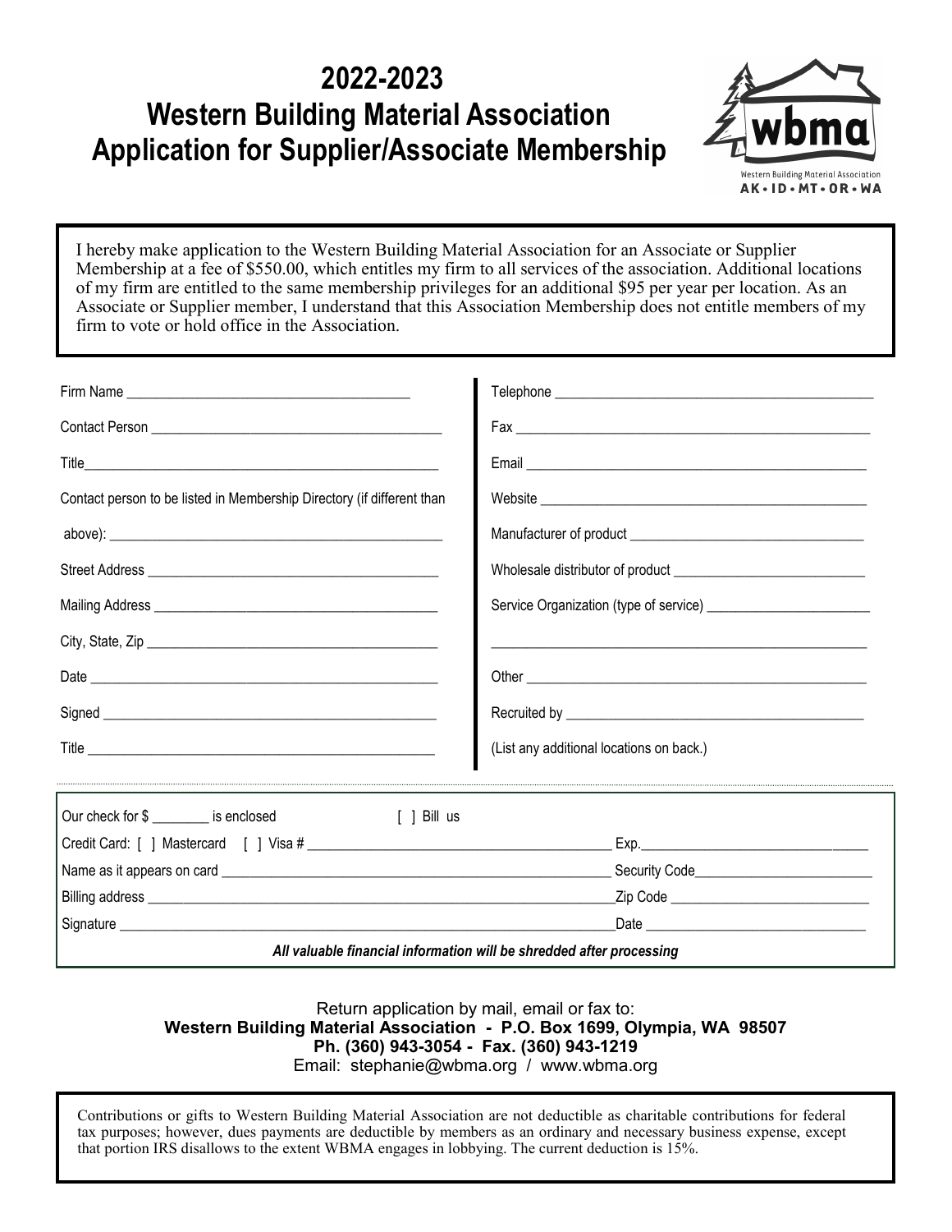# 2022-2023
# Western Building Material Association
# Application for Supplier/Associate Membership

wbma
Western Building Material Association
AK • ID • MT • OR • WA

I hereby make application to the Western Building Material Association for an Associate or Supplier Membership at a fee of $550.00, which entitles my firm to all services of the association. Additional locations of my firm are entitled to the same membership privileges for an additional $95 per year per location. As an Associate or Supplier member, I understand that this Association Membership does not entitle members of my firm to vote or hold office in the Association.

Firm Name ______________________________________

Contact Person ______________________________________

Title______________________________________

Contact person to be listed in Membership Directory (if different than above): ______________________________________

Street Address ______________________________________

Mailing Address ______________________________________

City, State, Zip ______________________________________

Date ______________________________________

Signed ______________________________________

Title ______________________________________

Telephone ______________________________________

Fax ______________________________________

Email ______________________________________

Website ______________________________________

Manufacturer of product ______________________________________

Wholesale distributor of product ______________________________________

Service Organization (type of service) ______________________________________

______________________________________

Other ______________________________________

Recruited by ______________________________________

(List any additional locations on back.)

---

Our check for $ ________ is enclosed [ ] Bill us

Credit Card: [ ] Mastercard [ ] Visa # ______________________________________ Exp.______________________

Name as it appears on card ______________________________________ Security Code______________________

Billing address ______________________________________Zip Code ______________________

Signature ______________________________________Date ______________________

***All valuable financial information will be shredded after processing***

Return application by mail, email or fax to:
**Western Building Material Association - P.O. Box 1699, Olympia, WA 98507**
**Ph. (360) 943-3054 - Fax. (360) 943-1219**
Email: stephanie@wbma.org / www.wbma.org

Contributions or gifts to Western Building Material Association are not deductible as charitable contributions for federal tax purposes; however, dues payments are deductible by members as an ordinary and necessary business expense, except that portion IRS disallows to the extent WBMA engages in lobbying. The current deduction is 15%.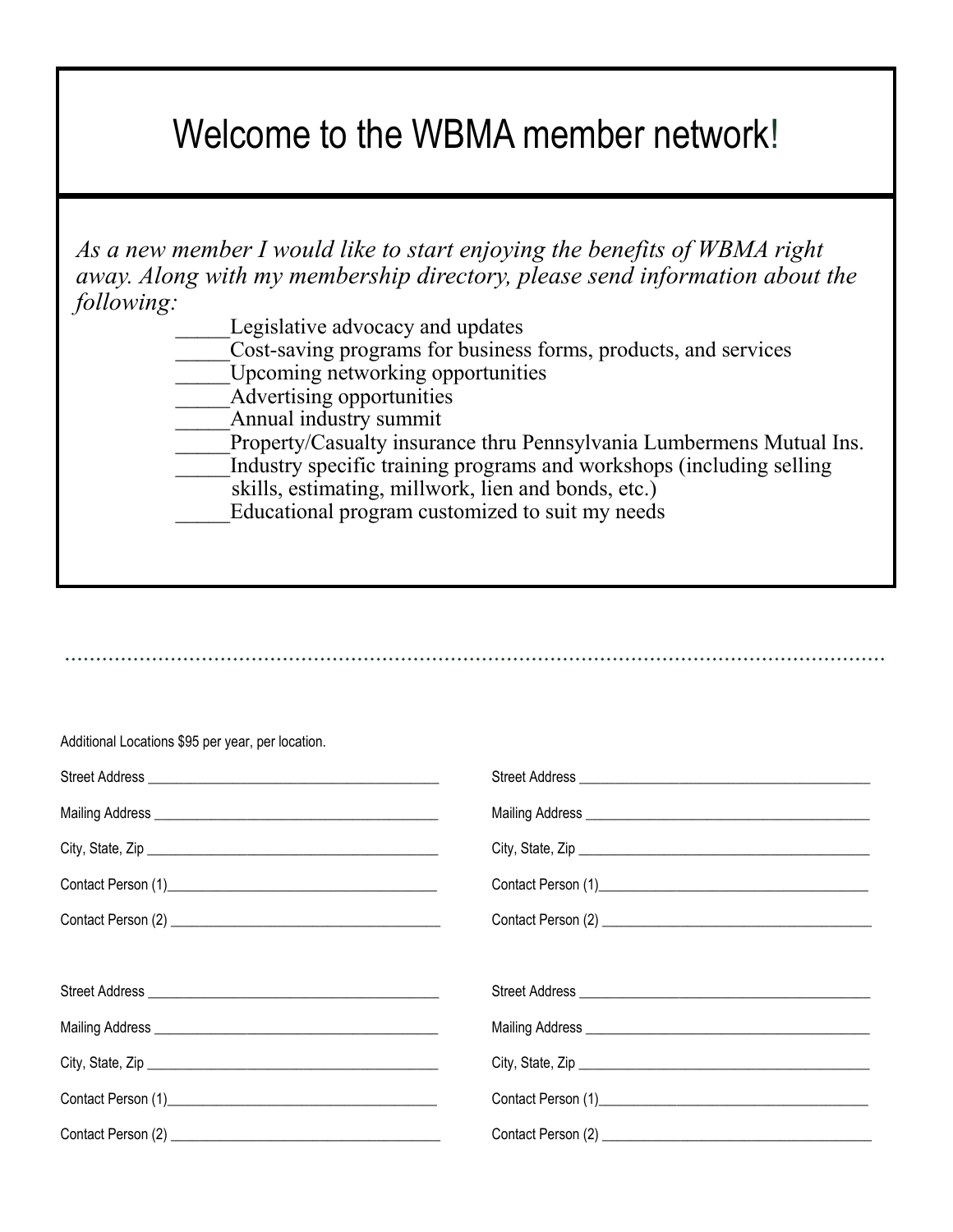# Welcome to the WBMA member network!

*As a new member I would like to start enjoying the benefits of WBMA right away. Along with my membership directory, please send information about the following:*

_____Legislative advocacy and updates
_____Cost-saving programs for business forms, products, and services
_____Upcoming networking opportunities
_____Advertising opportunities
_____Annual industry summit
_____Property/Casualty insurance thru Pennsylvania Lumbermens Mutual Ins.
_____Industry specific training programs and workshops (including selling skills, estimating, millwork, lien and bonds, etc.)
_____Educational program customized to suit my needs

---

Additional Locations $95 per year, per location.

Street Address ________________________________________
Mailing Address ________________________________________
City, State, Zip ________________________________________
Contact Person (1)______________________________________
Contact Person (2) ______________________________________

Street Address ________________________________________
Mailing Address ________________________________________
City, State, Zip ________________________________________
Contact Person (1)______________________________________
Contact Person (2) ______________________________________

Street Address ________________________________________
Mailing Address ________________________________________
City, State, Zip ________________________________________
Contact Person (1)______________________________________
Contact Person (2) ______________________________________

Street Address ________________________________________
Mailing Address ________________________________________
City, State, Zip ________________________________________
Contact Person (1)______________________________________
Contact Person (2) ______________________________________